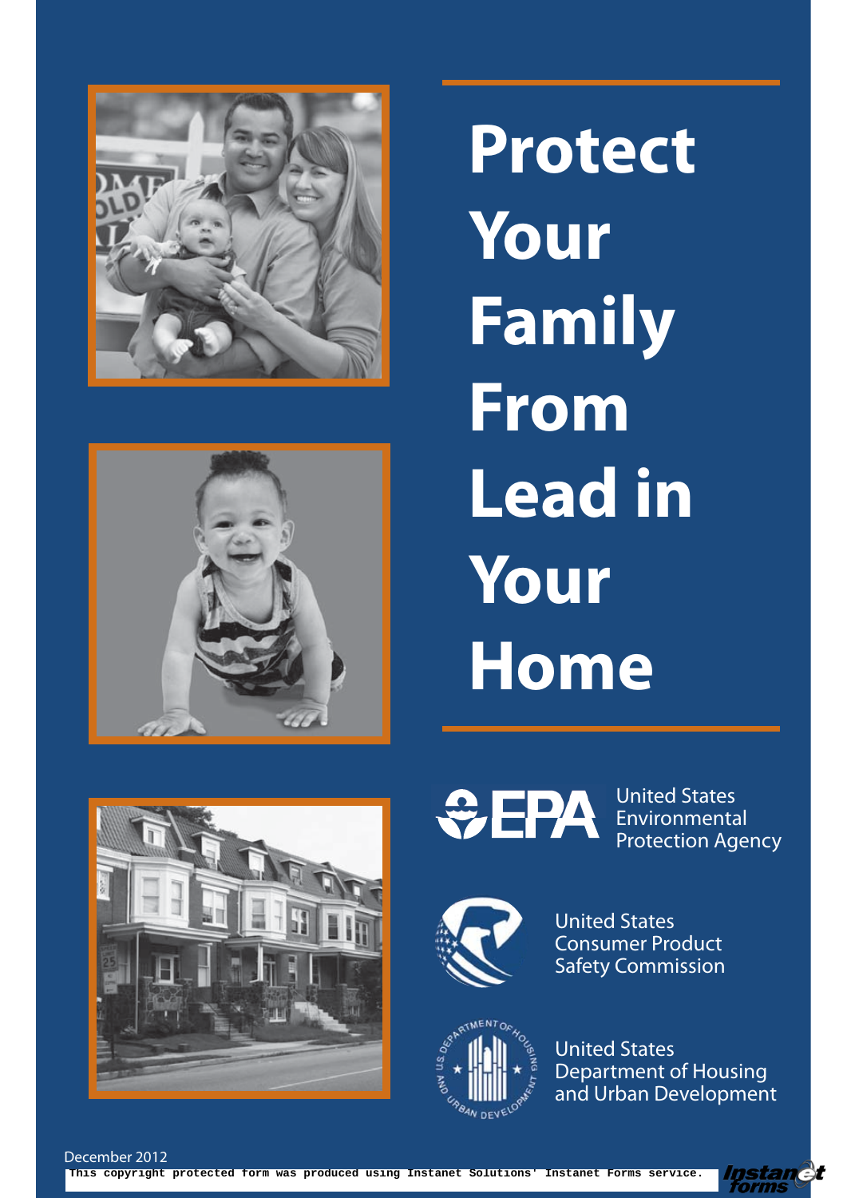# Protect Your Family From Lead in Your Home

EPA United States Environmental Protection Agency

United States Consumer Product Safety Commission

United States Department of Housing and Urban Development

December 2012

This copyright protected form was produced using Instanet Solutions' Instanet Forms service.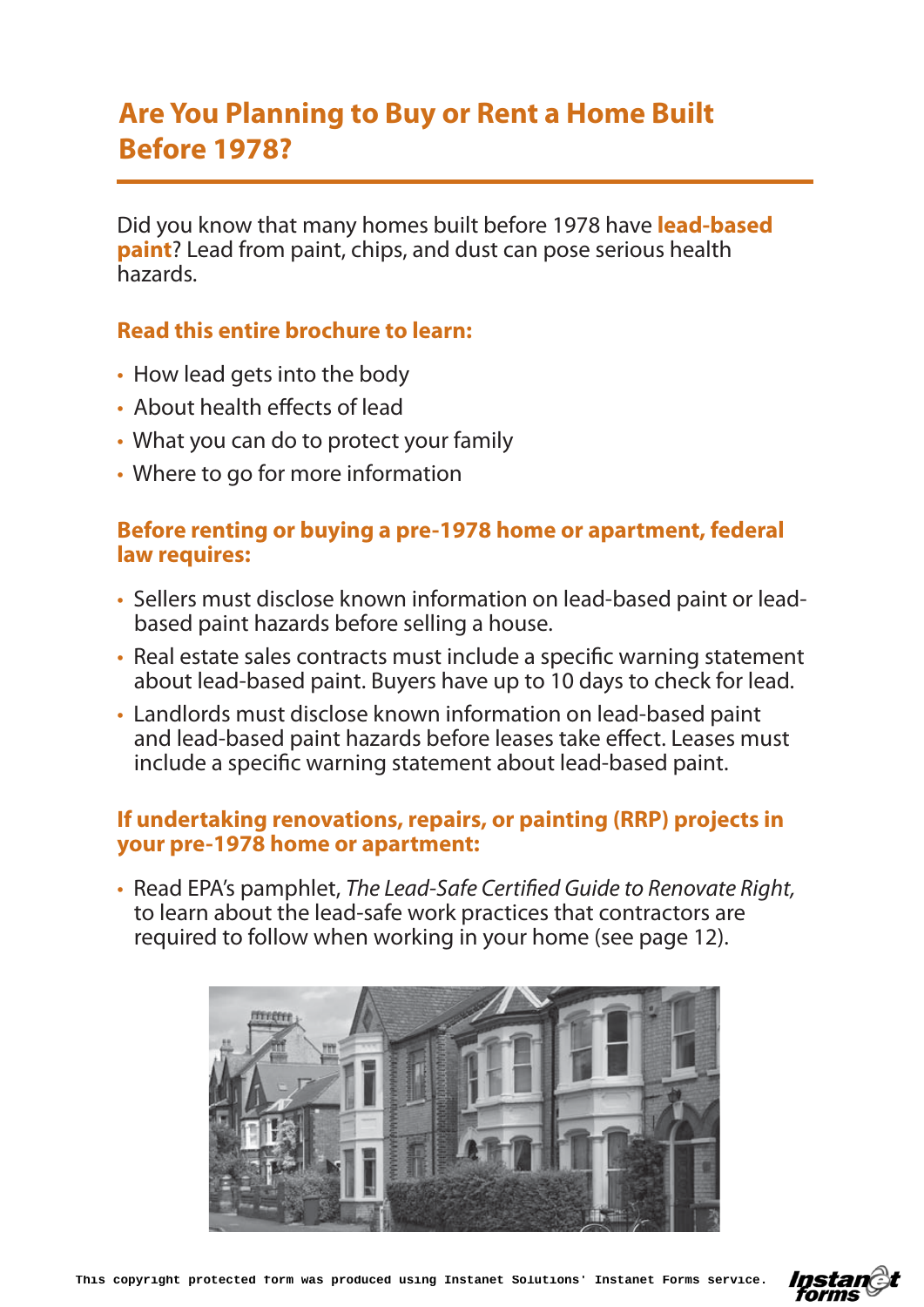# Are You Planning to Buy or Rent a Home Built Before 1978?

Did you know that many homes built before 1978 have **lead-based paint**? Lead from paint, chips, and dust can pose serious health hazards.

### Read this entire brochure to learn:

- How lead gets into the body
- About health effects of lead
- What you can do to protect your family
- Where to go for more information

### Before renting or buying a pre-1978 home or apartment, federal law requires:

- Sellers must disclose known information on lead-based paint or lead-based paint hazards before selling a house.
- Real estate sales contracts must include a specific warning statement about lead-based paint. Buyers have up to 10 days to check for lead.
- Landlords must disclose known information on lead-based paint and lead-based paint hazards before leases take effect. Leases must include a specific warning statement about lead-based paint.

### If undertaking renovations, repairs, or painting (RRP) projects in your pre-1978 home or apartment:

- Read EPA's pamphlet, *The Lead-Safe Certified Guide to Renovate Right,* to learn about the lead-safe work practices that contractors are required to follow when working in your home (see page 12).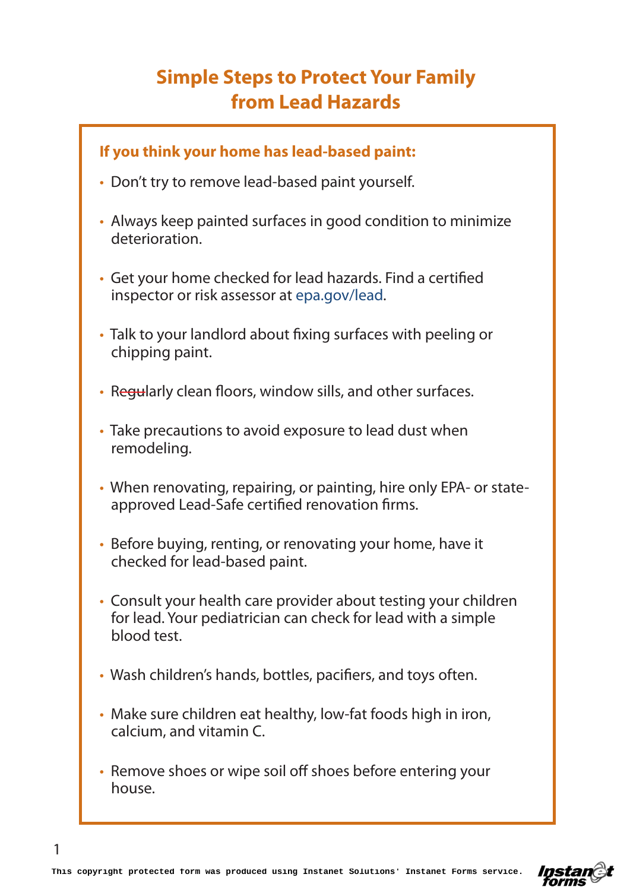# Simple Steps to Protect Your Family from Lead Hazards

**If you think your home has lead-based paint:**

- Don't try to remove lead-based paint yourself.
- Always keep painted surfaces in good condition to minimize deterioration.
- Get your home checked for lead hazards. Find a certified inspector or risk assessor at epa.gov/lead.
- Talk to your landlord about fixing surfaces with peeling or chipping paint.
- Regularly clean floors, window sills, and other surfaces.
- Take precautions to avoid exposure to lead dust when remodeling.
- When renovating, repairing, or painting, hire only EPA- or state-approved Lead-Safe certified renovation firms.
- Before buying, renting, or renovating your home, have it checked for lead-based paint.
- Consult your health care provider about testing your children for lead. Your pediatrician can check for lead with a simple blood test.
- Wash children's hands, bottles, pacifiers, and toys often.
- Make sure children eat healthy, low-fat foods high in iron, calcium, and vitamin C.
- Remove shoes or wipe soil off shoes before entering your house.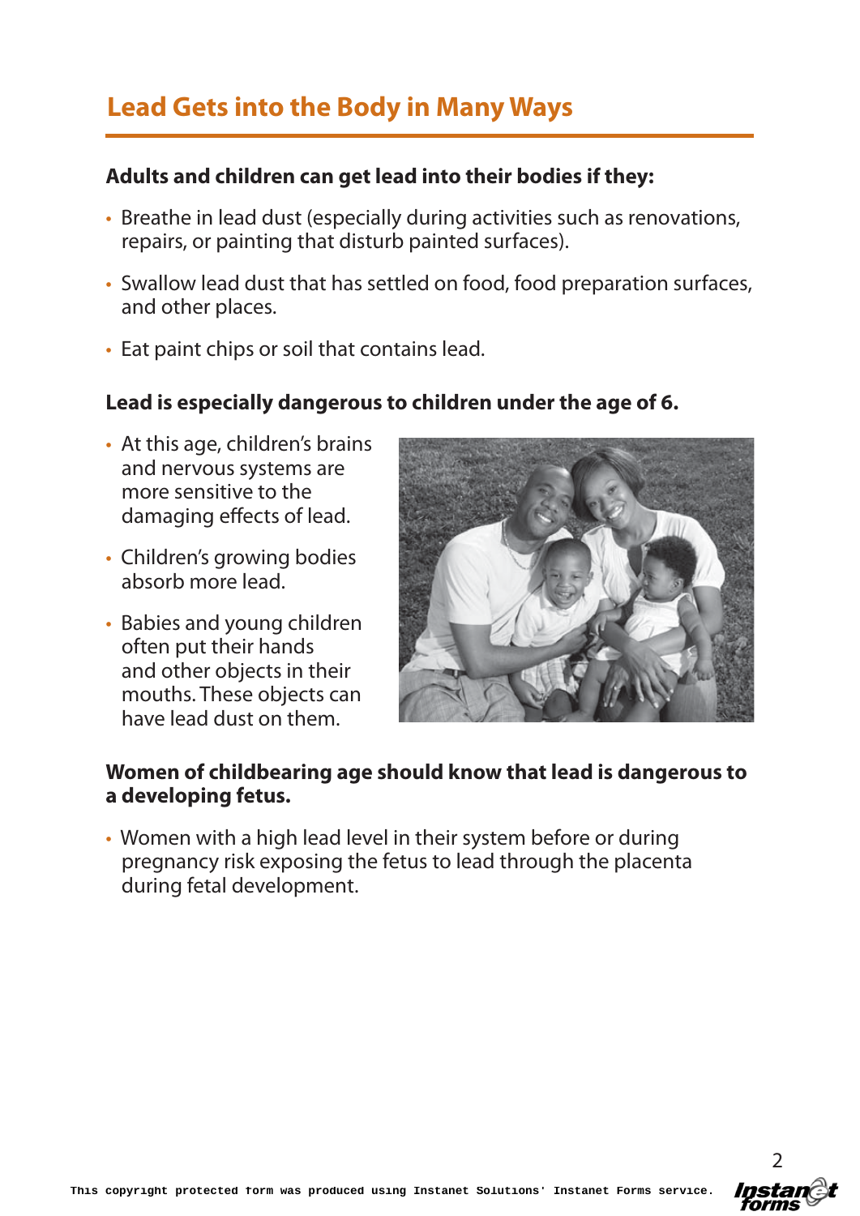## Lead Gets into the Body in Many Ways

**Adults and children can get lead into their bodies if they:**

- Breathe in lead dust (especially during activities such as renovations, repairs, or painting that disturb painted surfaces).
- Swallow lead dust that has settled on food, food preparation surfaces, and other places.
- Eat paint chips or soil that contains lead.

**Lead is especially dangerous to children under the age of 6.**

- At this age, children's brains and nervous systems are more sensitive to the damaging effects of lead.
- Children's growing bodies absorb more lead.
- Babies and young children often put their hands and other objects in their mouths. These objects can have lead dust on them.

**Women of childbearing age should know that lead is dangerous to a developing fetus.**

- Women with a high lead level in their system before or during pregnancy risk exposing the fetus to lead through the placenta during fetal development.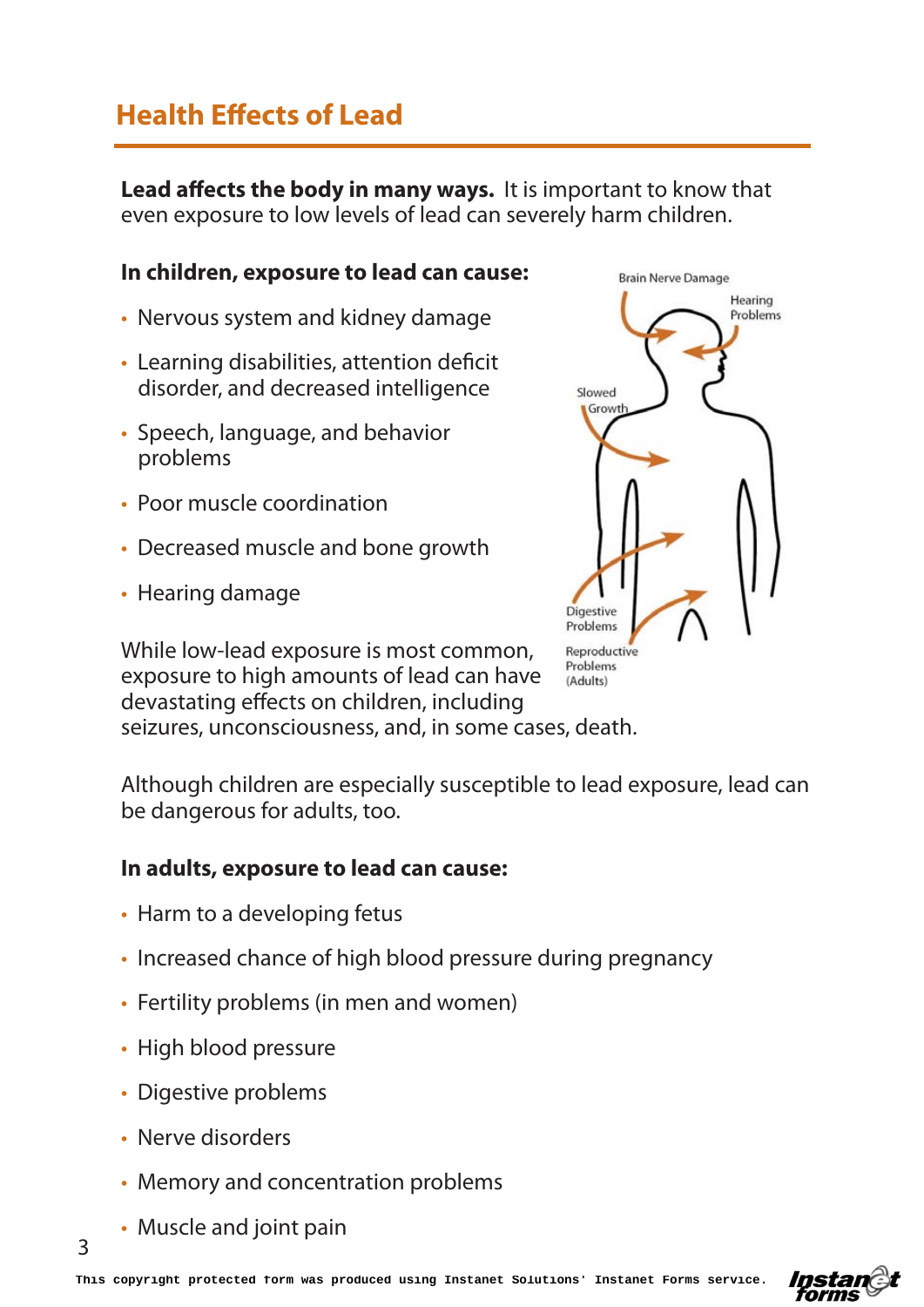## Health Effects of Lead

**Lead affects the body in many ways.** It is important to know that even exposure to low levels of lead can severely harm children.

**In children, exposure to lead can cause:**

- Nervous system and kidney damage
- Learning disabilities, attention deficit disorder, and decreased intelligence
- Speech, language, and behavior problems
- Poor muscle coordination
- Decreased muscle and bone growth
- Hearing damage

Brain Nerve Damage
Hearing Problems
Slowed Growth
Digestive Problems
Reproductive Problems (Adults)

While low-lead exposure is most common, exposure to high amounts of lead can have devastating effects on children, including seizures, unconsciousness, and, in some cases, death.

Although children are especially susceptible to lead exposure, lead can be dangerous for adults, too.

**In adults, exposure to lead can cause:**

- Harm to a developing fetus
- Increased chance of high blood pressure during pregnancy
- Fertility problems (in men and women)
- High blood pressure
- Digestive problems
- Nerve disorders
- Memory and concentration problems
- Muscle and joint pain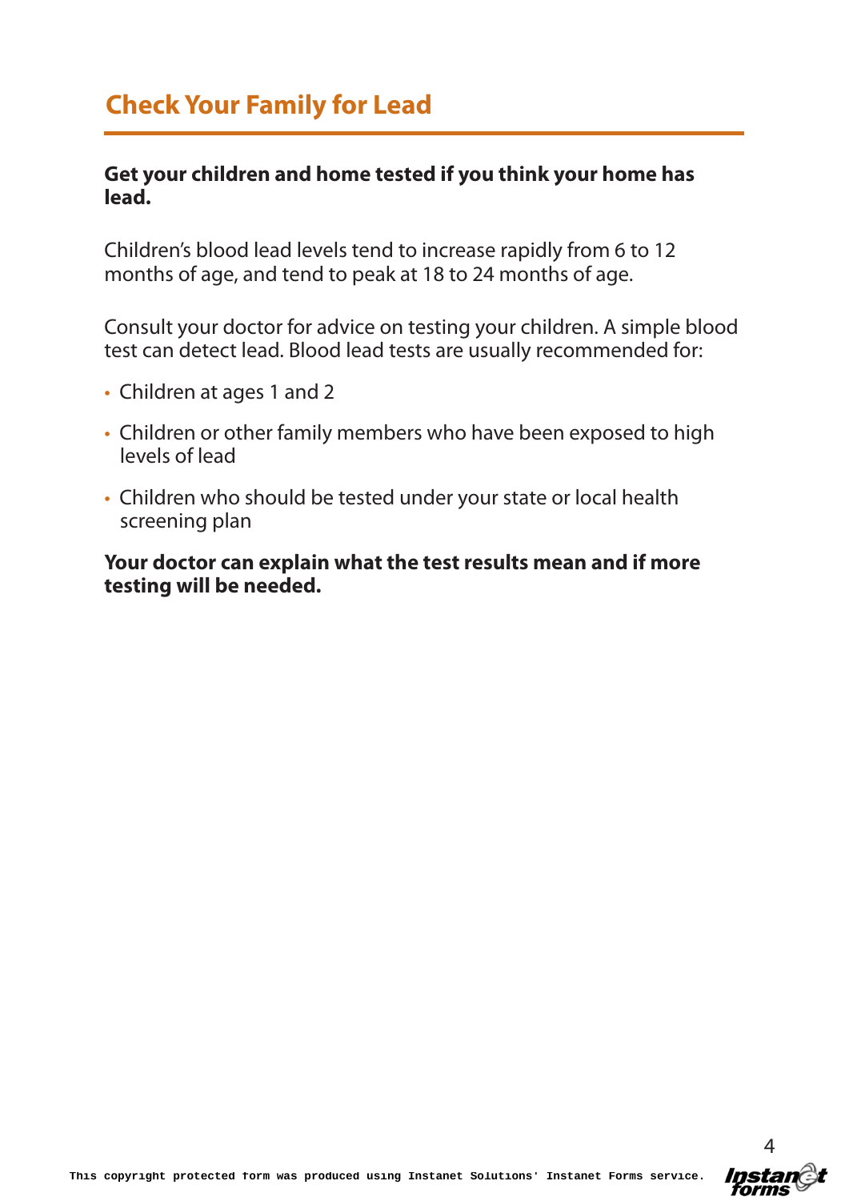# Check Your Family for Lead

**Get your children and home tested if you think your home has lead.**

Children's blood lead levels tend to increase rapidly from 6 to 12 months of age, and tend to peak at 18 to 24 months of age.

Consult your doctor for advice on testing your children. A simple blood test can detect lead. Blood lead tests are usually recommended for:

- Children at ages 1 and 2
- Children or other family members who have been exposed to high levels of lead
- Children who should be tested under your state or local health screening plan

**Your doctor can explain what the test results mean and if more testing will be needed.**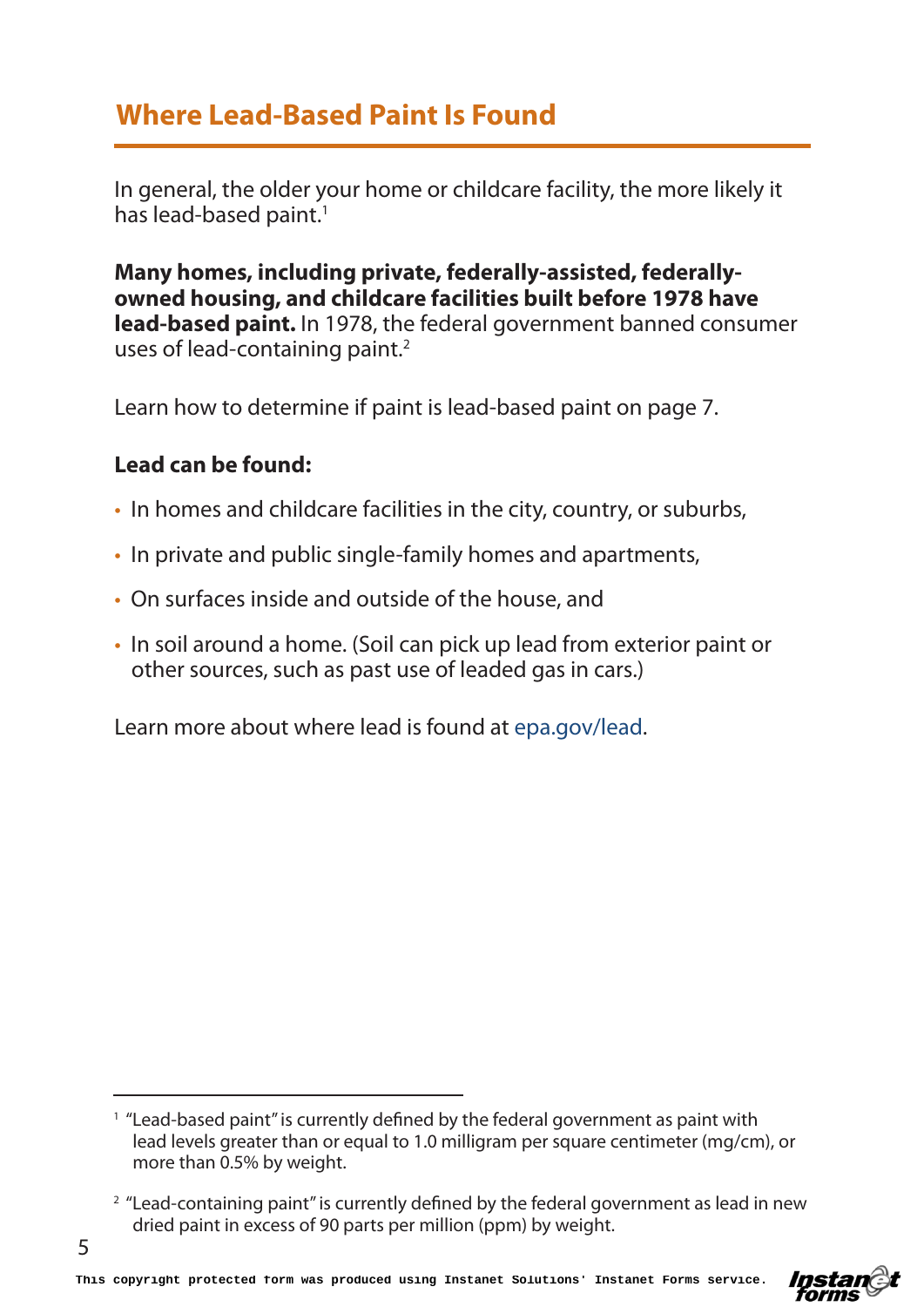## Where Lead-Based Paint Is Found

In general, the older your home or childcare facility, the more likely it has lead-based paint.[1]

**Many homes, including private, federally-assisted, federally-owned housing, and childcare facilities built before 1978 have lead-based paint.** In 1978, the federal government banned consumer uses of lead-containing paint.[2]

Learn how to determine if paint is lead-based paint on page 7.

**Lead can be found:**

- In homes and childcare facilities in the city, country, or suburbs,
- In private and public single-family homes and apartments,
- On surfaces inside and outside of the house, and
- In soil around a home. (Soil can pick up lead from exterior paint or other sources, such as past use of leaded gas in cars.)

Learn more about where lead is found at epa.gov/lead.

---

[1] "Lead-based paint" is currently defined by the federal government as paint with lead levels greater than or equal to 1.0 milligram per square centimeter (mg/cm), or more than 0.5% by weight.

[2] "Lead-containing paint" is currently defined by the federal government as lead in new dried paint in excess of 90 parts per million (ppm) by weight.

This copyright protected form was produced using Instanet Solutions' Instanet Forms service.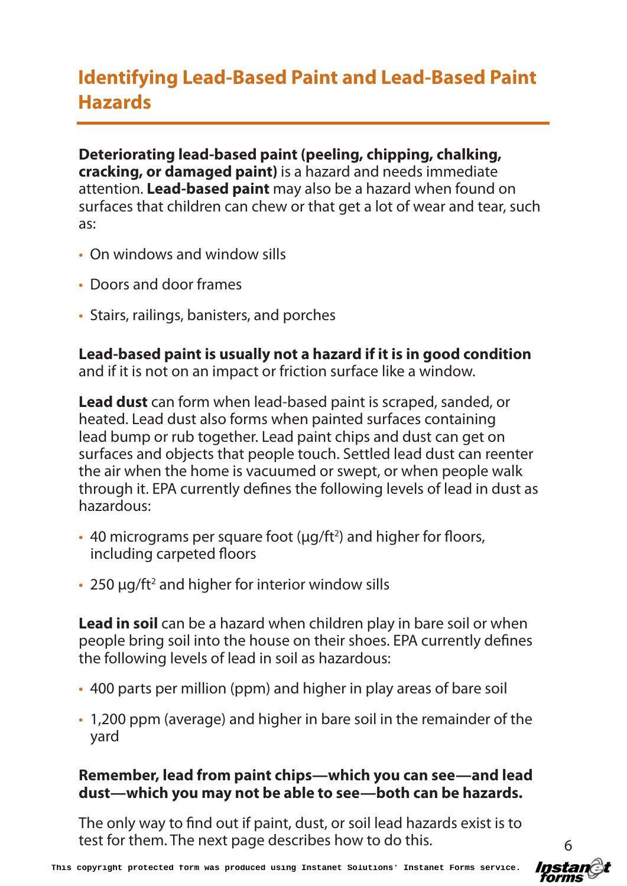# Identifying Lead-Based Paint and Lead-Based Paint Hazards

**Deteriorating lead-based paint (peeling, chipping, chalking, cracking, or damaged paint)** is a hazard and needs immediate attention. **Lead-based paint** may also be a hazard when found on surfaces that children can chew or that get a lot of wear and tear, such as:

- On windows and window sills
- Doors and door frames
- Stairs, railings, banisters, and porches

**Lead-based paint is usually not a hazard if it is in good condition** and if it is not on an impact or friction surface like a window.

**Lead dust** can form when lead-based paint is scraped, sanded, or heated. Lead dust also forms when painted surfaces containing lead bump or rub together. Lead paint chips and dust can get on surfaces and objects that people touch. Settled lead dust can reenter the air when the home is vacuumed or swept, or when people walk through it. EPA currently defines the following levels of lead in dust as hazardous:

- 40 micrograms per square foot (μg/ft$^2$) and higher for floors, including carpeted floors
- 250 μg/ft$^2$ and higher for interior window sills

**Lead in soil** can be a hazard when children play in bare soil or when people bring soil into the house on their shoes. EPA currently defines the following levels of lead in soil as hazardous:

- 400 parts per million (ppm) and higher in play areas of bare soil
- 1,200 ppm (average) and higher in bare soil in the remainder of the yard

**Remember, lead from paint chips—which you can see—and lead dust—which you may not be able to see—both can be hazards.**

The only way to find out if paint, dust, or soil lead hazards exist is to test for them. The next page describes how to do this.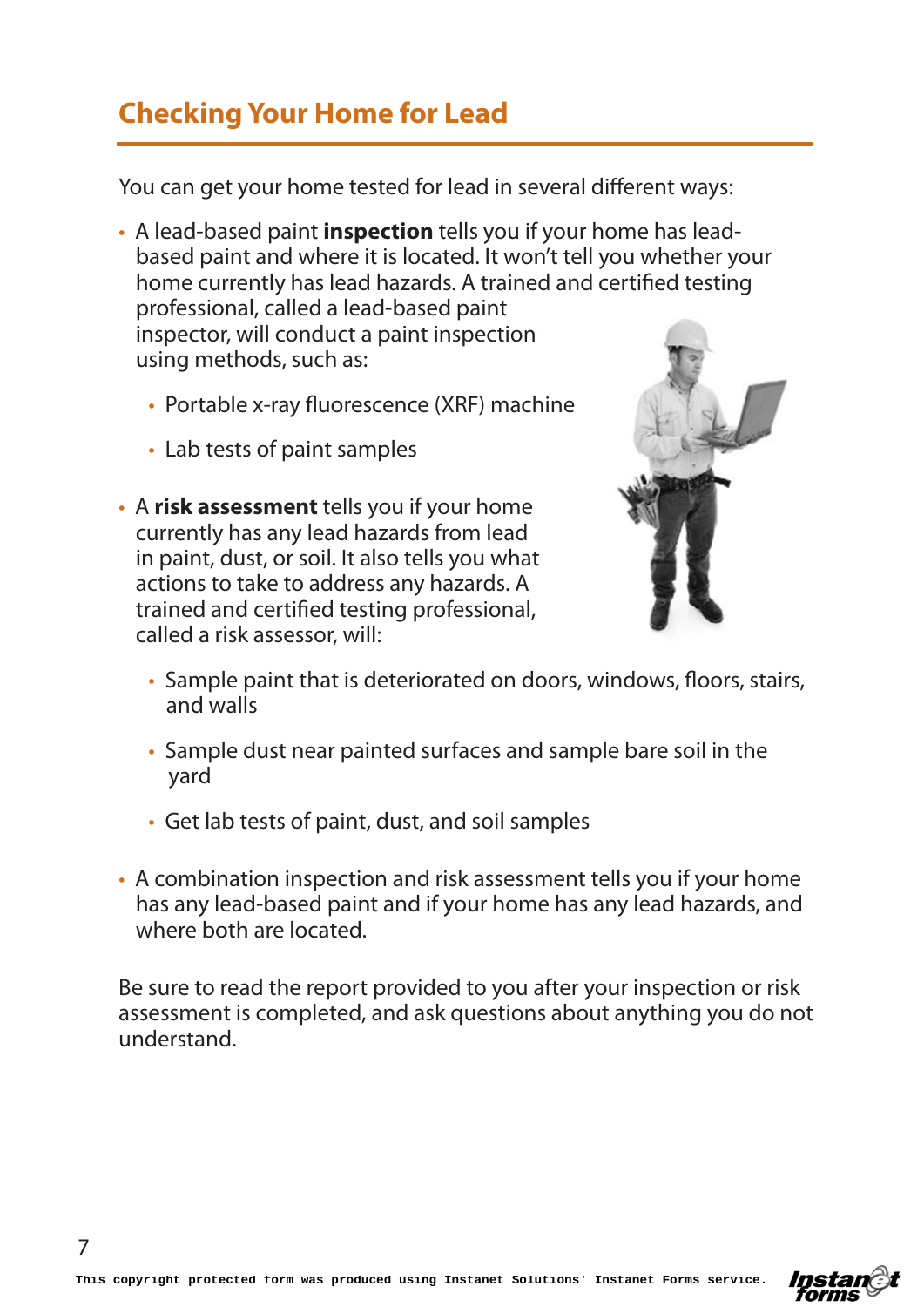# Checking Your Home for Lead

You can get your home tested for lead in several different ways:

- A lead-based paint **inspection** tells you if your home has lead-based paint and where it is located. It won't tell you whether your home currently has lead hazards. A trained and certified testing professional, called a lead-based paint inspector, will conduct a paint inspection using methods, such as:
  - Portable x-ray fluorescence (XRF) machine
  - Lab tests of paint samples
- A **risk assessment** tells you if your home currently has any lead hazards from lead in paint, dust, or soil. It also tells you what actions to take to address any hazards. A trained and certified testing professional, called a risk assessor, will:
  - Sample paint that is deteriorated on doors, windows, floors, stairs, and walls
  - Sample dust near painted surfaces and sample bare soil in the yard
  - Get lab tests of paint, dust, and soil samples
- A combination inspection and risk assessment tells you if your home has any lead-based paint and if your home has any lead hazards, and where both are located.

Be sure to read the report provided to you after your inspection or risk assessment is completed, and ask questions about anything you do not understand.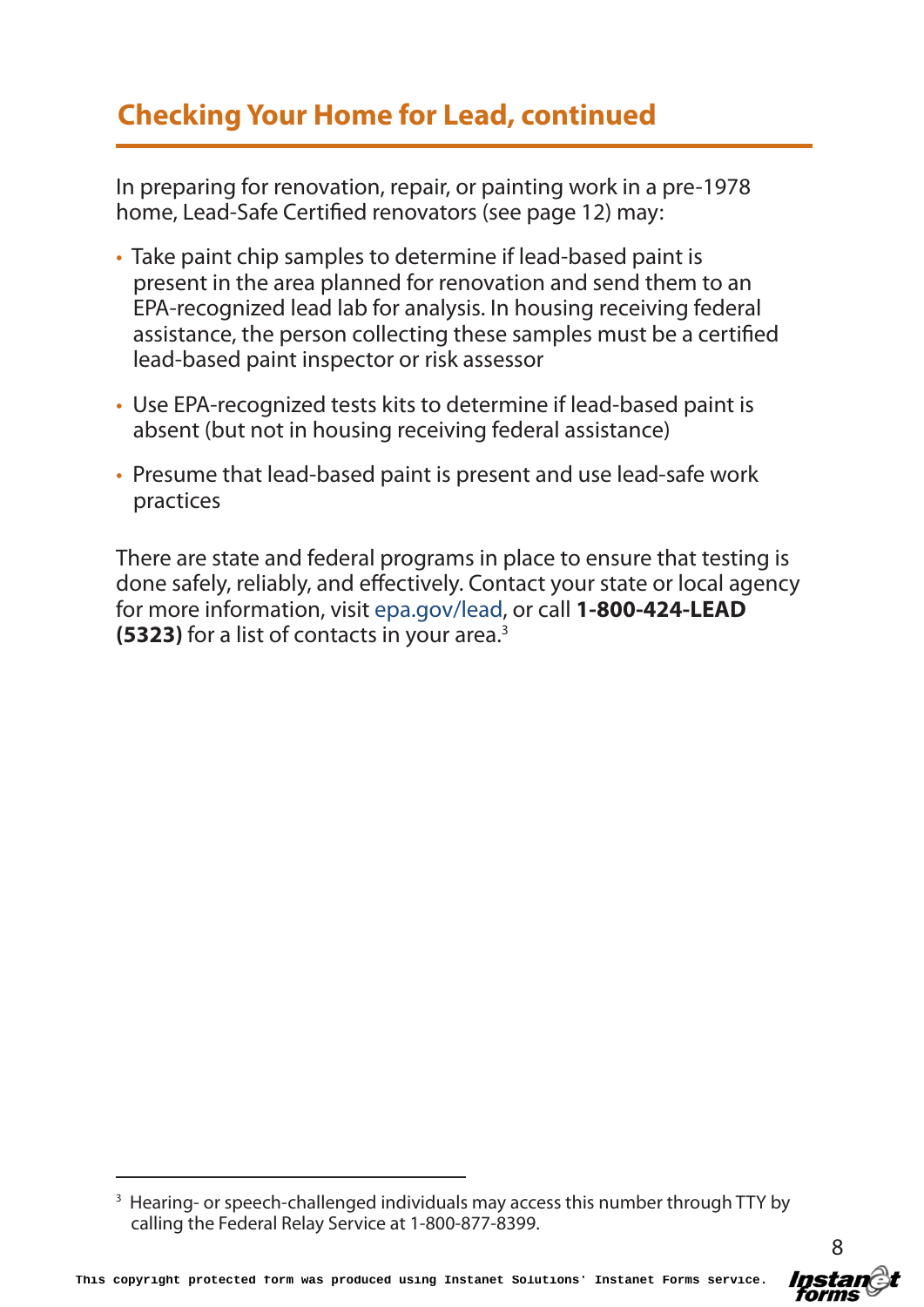## Checking Your Home for Lead, continued

In preparing for renovation, repair, or painting work in a pre-1978 home, Lead-Safe Certified renovators (see page 12) may:

- Take paint chip samples to determine if lead-based paint is present in the area planned for renovation and send them to an EPA-recognized lead lab for analysis. In housing receiving federal assistance, the person collecting these samples must be a certified lead-based paint inspector or risk assessor
- Use EPA-recognized tests kits to determine if lead-based paint is absent (but not in housing receiving federal assistance)
- Presume that lead-based paint is present and use lead-safe work practices

There are state and federal programs in place to ensure that testing is done safely, reliably, and effectively. Contact your state or local agency for more information, visit epa.gov/lead, or call **1-800-424-LEAD (5323)** for a list of contacts in your area.[3]

[3] Hearing- or speech-challenged individuals may access this number through TTY by calling the Federal Relay Service at 1-800-877-8399.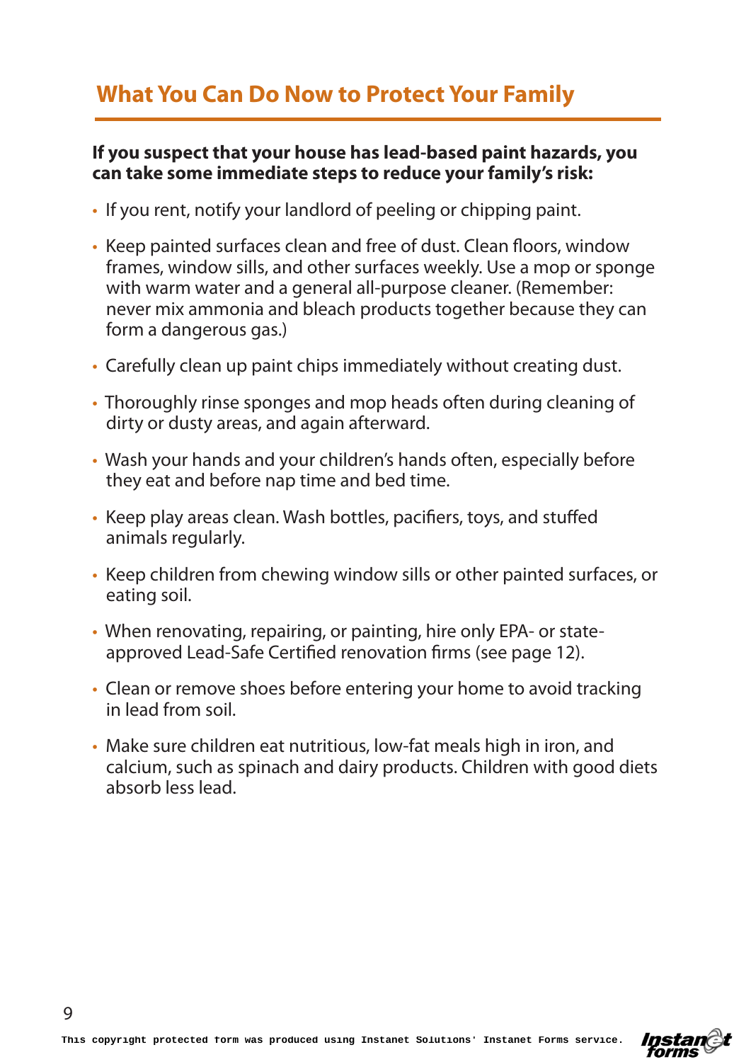## What You Can Do Now to Protect Your Family

**If you suspect that your house has lead-based paint hazards, you can take some immediate steps to reduce your family's risk:**

- If you rent, notify your landlord of peeling or chipping paint.
- Keep painted surfaces clean and free of dust. Clean floors, window frames, window sills, and other surfaces weekly. Use a mop or sponge with warm water and a general all-purpose cleaner. (Remember: never mix ammonia and bleach products together because they can form a dangerous gas.)
- Carefully clean up paint chips immediately without creating dust.
- Thoroughly rinse sponges and mop heads often during cleaning of dirty or dusty areas, and again afterward.
- Wash your hands and your children's hands often, especially before they eat and before nap time and bed time.
- Keep play areas clean. Wash bottles, pacifiers, toys, and stuffed animals regularly.
- Keep children from chewing window sills or other painted surfaces, or eating soil.
- When renovating, repairing, or painting, hire only EPA- or state-approved Lead-Safe Certified renovation firms (see page 12).
- Clean or remove shoes before entering your home to avoid tracking in lead from soil.
- Make sure children eat nutritious, low-fat meals high in iron, and calcium, such as spinach and dairy products. Children with good diets absorb less lead.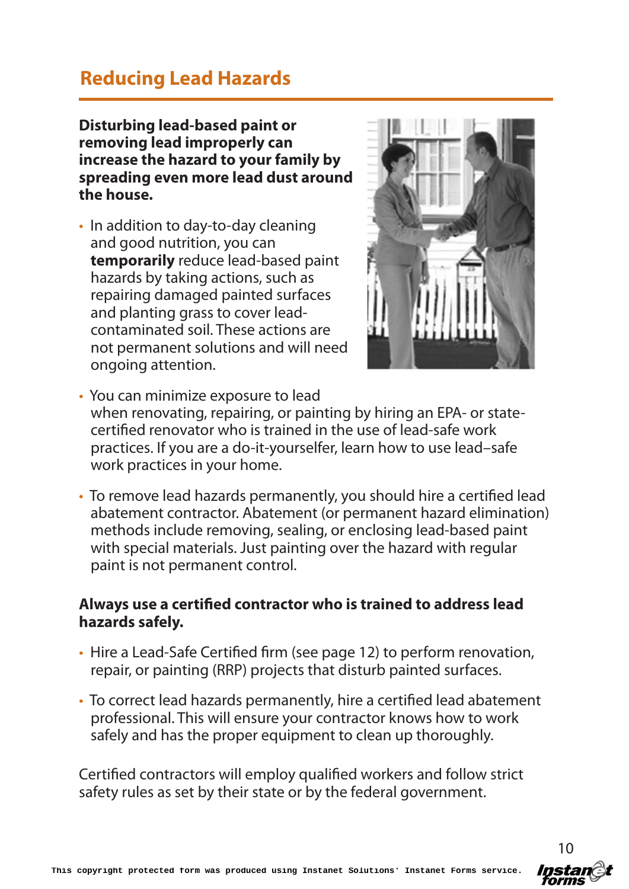## Reducing Lead Hazards

**Disturbing lead-based paint or removing lead improperly can increase the hazard to your family by spreading even more lead dust around the house.**

- In addition to day-to-day cleaning and good nutrition, you can **temporarily** reduce lead-based paint hazards by taking actions, such as repairing damaged painted surfaces and planting grass to cover lead-contaminated soil. These actions are not permanent solutions and will need ongoing attention.
- You can minimize exposure to lead when renovating, repairing, or painting by hiring an EPA- or state-certified renovator who is trained in the use of lead-safe work practices. If you are a do-it-yourselfer, learn how to use lead–safe work practices in your home.
- To remove lead hazards permanently, you should hire a certified lead abatement contractor. Abatement (or permanent hazard elimination) methods include removing, sealing, or enclosing lead-based paint with special materials. Just painting over the hazard with regular paint is not permanent control.

**Always use a certified contractor who is trained to address lead hazards safely.**

- Hire a Lead-Safe Certified firm (see page 12) to perform renovation, repair, or painting (RRP) projects that disturb painted surfaces.
- To correct lead hazards permanently, hire a certified lead abatement professional. This will ensure your contractor knows how to work safely and has the proper equipment to clean up thoroughly.

Certified contractors will employ qualified workers and follow strict safety rules as set by their state or by the federal government.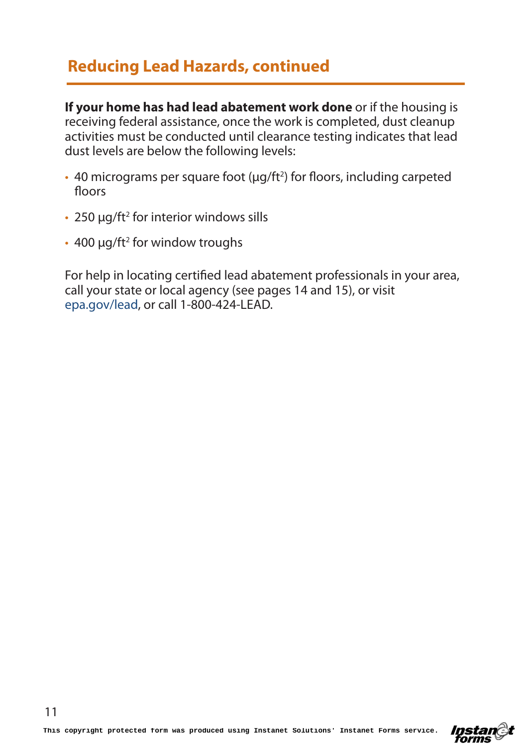## Reducing Lead Hazards, continued

**If your home has had lead abatement work done** or if the housing is receiving federal assistance, once the work is completed, dust cleanup activities must be conducted until clearance testing indicates that lead dust levels are below the following levels:

- 40 micrograms per square foot (µg/ft$^2$) for floors, including carpeted floors
- 250 µg/ft$^2$ for interior windows sills
- 400 µg/ft$^2$ for window troughs

For help in locating certified lead abatement professionals in your area, call your state or local agency (see pages 14 and 15), or visit epa.gov/lead, or call 1-800-424-LEAD.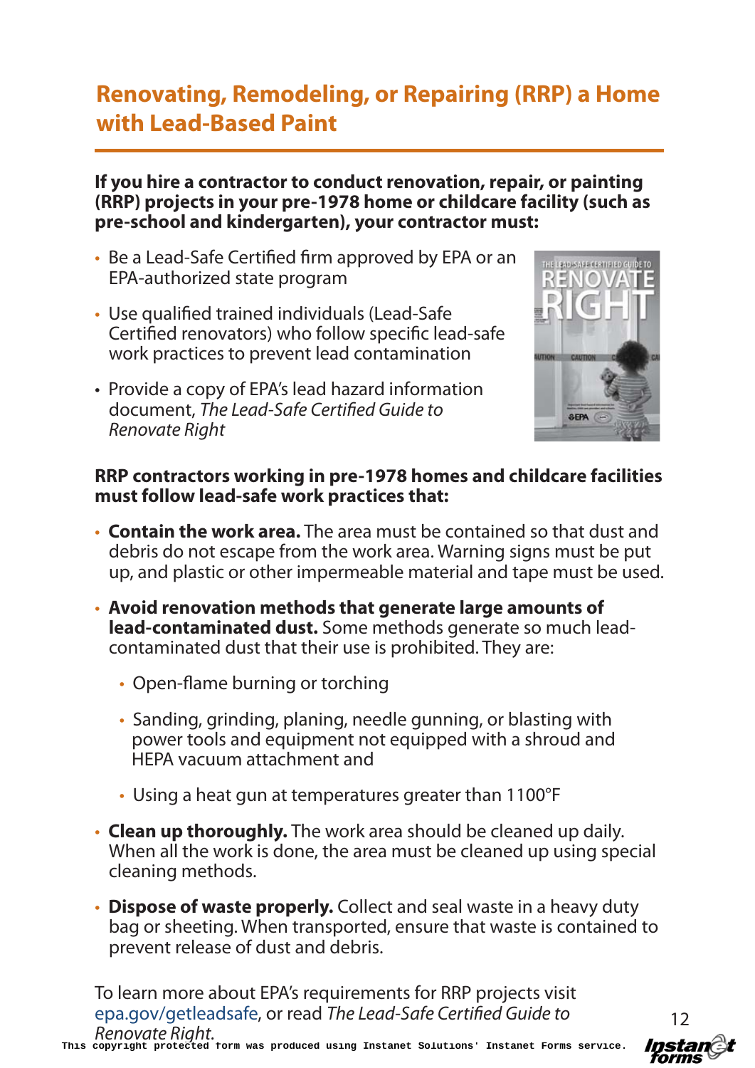## Renovating, Remodeling, or Repairing (RRP) a Home with Lead-Based Paint

**If you hire a contractor to conduct renovation, repair, or painting (RRP) projects in your pre-1978 home or childcare facility (such as pre-school and kindergarten), your contractor must:**

- Be a Lead-Safe Certified firm approved by EPA or an EPA-authorized state program
- Use qualified trained individuals (Lead-Safe Certified renovators) who follow specific lead-safe work practices to prevent lead contamination
- Provide a copy of EPA's lead hazard information document, *The Lead-Safe Certified Guide to Renovate Right*

**RRP contractors working in pre-1978 homes and childcare facilities must follow lead-safe work practices that:**

- **Contain the work area.** The area must be contained so that dust and debris do not escape from the work area. Warning signs must be put up, and plastic or other impermeable material and tape must be used.
- **Avoid renovation methods that generate large amounts of lead-contaminated dust.** Some methods generate so much lead-contaminated dust that their use is prohibited. They are:
  - Open-flame burning or torching
  - Sanding, grinding, planing, needle gunning, or blasting with power tools and equipment not equipped with a shroud and HEPA vacuum attachment and
  - Using a heat gun at temperatures greater than 1100°F
- **Clean up thoroughly.** The work area should be cleaned up daily. When all the work is done, the area must be cleaned up using special cleaning methods.
- **Dispose of waste properly.** Collect and seal waste in a heavy duty bag or sheeting. When transported, ensure that waste is contained to prevent release of dust and debris.

To learn more about EPA's requirements for RRP projects visit epa.gov/getleadsafe, or read *The Lead-Safe Certified Guide to Renovate Right*.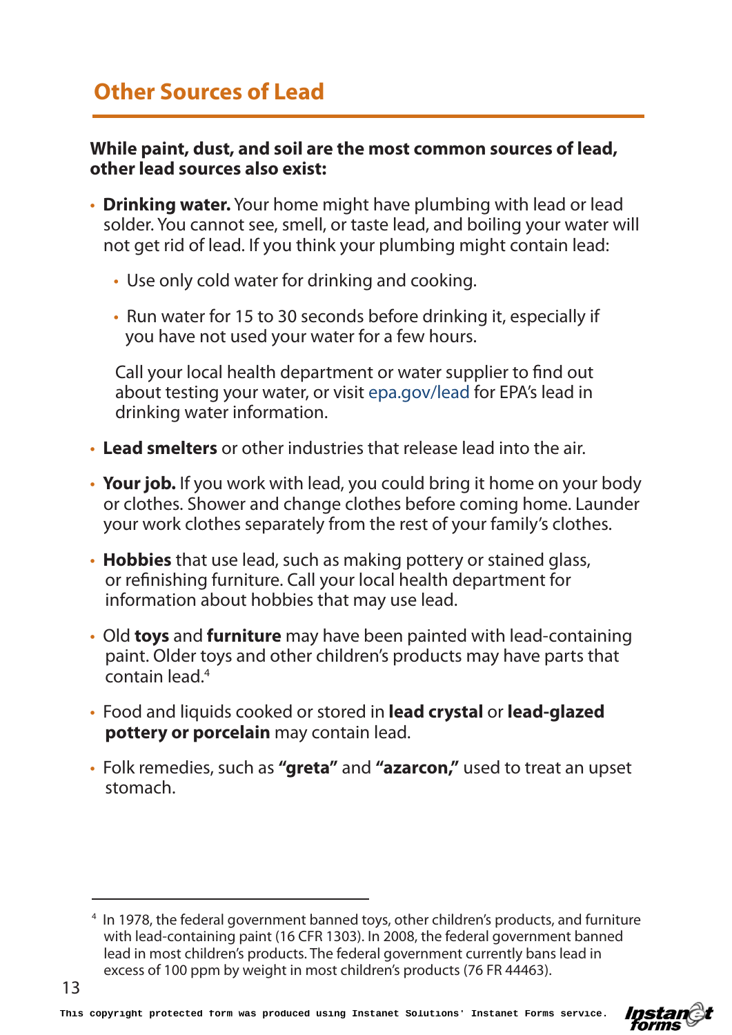## Other Sources of Lead

**While paint, dust, and soil are the most common sources of lead, other lead sources also exist:**

- **Drinking water.** Your home might have plumbing with lead or lead solder. You cannot see, smell, or taste lead, and boiling your water will not get rid of lead. If you think your plumbing might contain lead:
  - Use only cold water for drinking and cooking.
  - Run water for 15 to 30 seconds before drinking it, especially if you have not used your water for a few hours.

  Call your local health department or water supplier to find out about testing your water, or visit epa.gov/lead for EPA's lead in drinking water information.

- **Lead smelters** or other industries that release lead into the air.
- **Your job.** If you work with lead, you could bring it home on your body or clothes. Shower and change clothes before coming home. Launder your work clothes separately from the rest of your family's clothes.
- **Hobbies** that use lead, such as making pottery or stained glass, or refinishing furniture. Call your local health department for information about hobbies that may use lead.
- Old **toys** and **furniture** may have been painted with lead-containing paint. Older toys and other children's products may have parts that contain lead.[4]
- Food and liquids cooked or stored in **lead crystal** or **lead-glazed pottery or porcelain** may contain lead.
- Folk remedies, such as **"greta"** and **"azarcon,"** used to treat an upset stomach.

---

[4] In 1978, the federal government banned toys, other children's products, and furniture with lead-containing paint (16 CFR 1303). In 2008, the federal government banned lead in most children's products. The federal government currently bans lead in excess of 100 ppm by weight in most children's products (76 FR 44463).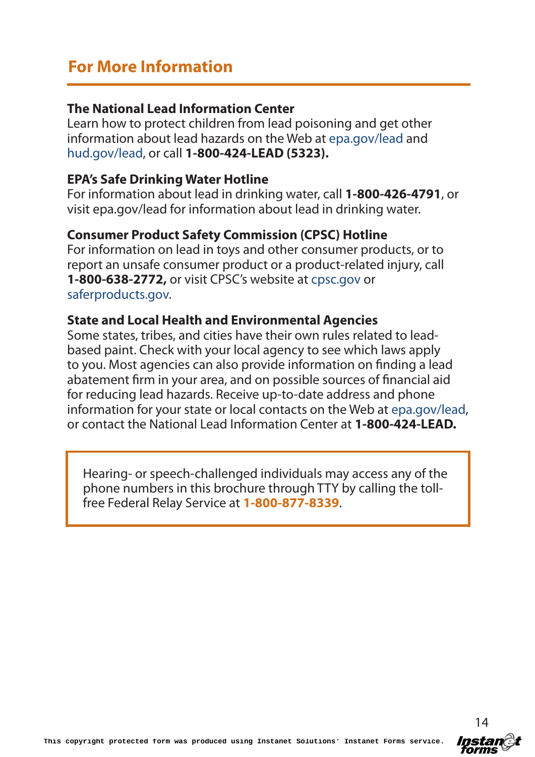## For More Information

**The National Lead Information Center**
Learn how to protect children from lead poisoning and get other information about lead hazards on the Web at epa.gov/lead and hud.gov/lead, or call **1-800-424-LEAD (5323).**

**EPA's Safe Drinking Water Hotline**
For information about lead in drinking water, call **1-800-426-4791**, or visit epa.gov/lead for information about lead in drinking water.

**Consumer Product Safety Commission (CPSC) Hotline**
For information on lead in toys and other consumer products, or to report an unsafe consumer product or a product-related injury, call **1-800-638-2772,** or visit CPSC's website at cpsc.gov or saferproducts.gov.

**State and Local Health and Environmental Agencies**
Some states, tribes, and cities have their own rules related to lead-based paint. Check with your local agency to see which laws apply to you. Most agencies can also provide information on finding a lead abatement firm in your area, and on possible sources of financial aid for reducing lead hazards. Receive up-to-date address and phone information for your state or local contacts on the Web at epa.gov/lead, or contact the National Lead Information Center at **1-800-424-LEAD.**

Hearing- or speech-challenged individuals may access any of the phone numbers in this brochure through TTY by calling the toll-free Federal Relay Service at **1-800-877-8339**.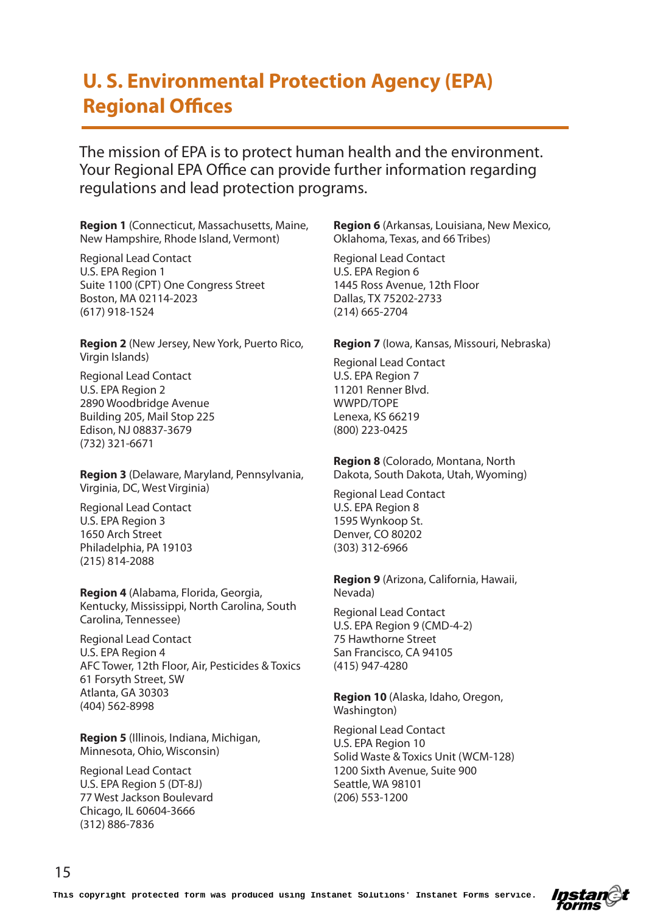# U. S. Environmental Protection Agency (EPA) Regional Offices

The mission of EPA is to protect human health and the environment. Your Regional EPA Office can provide further information regarding regulations and lead protection programs.

**Region 1** (Connecticut, Massachusetts, Maine, New Hampshire, Rhode Island, Vermont)

Regional Lead Contact
U.S. EPA Region 1
Suite 1100 (CPT) One Congress Street
Boston, MA 02114-2023
(617) 918-1524

**Region 2** (New Jersey, New York, Puerto Rico, Virgin Islands)

Regional Lead Contact
U.S. EPA Region 2
2890 Woodbridge Avenue
Building 205, Mail Stop 225
Edison, NJ 08837-3679
(732) 321-6671

**Region 3** (Delaware, Maryland, Pennsylvania, Virginia, DC, West Virginia)

Regional Lead Contact
U.S. EPA Region 3
1650 Arch Street
Philadelphia, PA 19103
(215) 814-2088

**Region 4** (Alabama, Florida, Georgia, Kentucky, Mississippi, North Carolina, South Carolina, Tennessee)

Regional Lead Contact
U.S. EPA Region 4
AFC Tower, 12th Floor, Air, Pesticides & Toxics
61 Forsyth Street, SW
Atlanta, GA 30303
(404) 562-8998

**Region 5** (Illinois, Indiana, Michigan, Minnesota, Ohio, Wisconsin)

Regional Lead Contact
U.S. EPA Region 5 (DT-8J)
77 West Jackson Boulevard
Chicago, IL 60604-3666
(312) 886-7836

**Region 6** (Arkansas, Louisiana, New Mexico, Oklahoma, Texas, and 66 Tribes)

Regional Lead Contact
U.S. EPA Region 6
1445 Ross Avenue, 12th Floor
Dallas, TX 75202-2733
(214) 665-2704

**Region 7** (Iowa, Kansas, Missouri, Nebraska)

Regional Lead Contact
U.S. EPA Region 7
11201 Renner Blvd.
WWPD/TOPE
Lenexa, KS 66219
(800) 223-0425

**Region 8** (Colorado, Montana, North Dakota, South Dakota, Utah, Wyoming)

Regional Lead Contact
U.S. EPA Region 8
1595 Wynkoop St.
Denver, CO 80202
(303) 312-6966

**Region 9** (Arizona, California, Hawaii, Nevada)

Regional Lead Contact
U.S. EPA Region 9 (CMD-4-2)
75 Hawthorne Street
San Francisco, CA 94105
(415) 947-4280

**Region 10** (Alaska, Idaho, Oregon, Washington)

Regional Lead Contact
U.S. EPA Region 10
Solid Waste & Toxics Unit (WCM-128)
1200 Sixth Avenue, Suite 900
Seattle, WA 98101
(206) 553-1200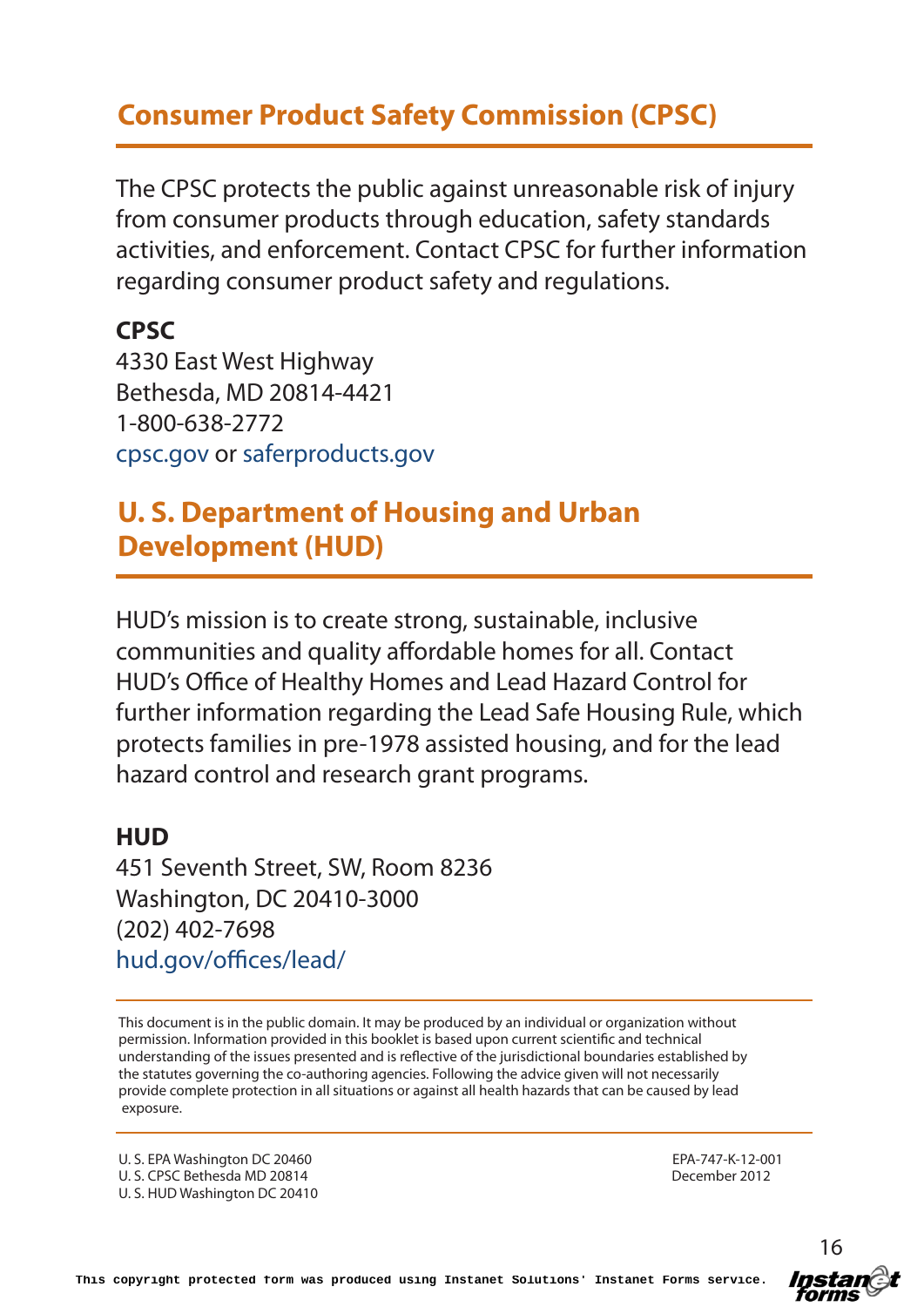## Consumer Product Safety Commission (CPSC)

The CPSC protects the public against unreasonable risk of injury from consumer products through education, safety standards activities, and enforcement. Contact CPSC for further information regarding consumer product safety and regulations.

**CPSC**
4330 East West Highway
Bethesda, MD 20814-4421
1-800-638-2772
cpsc.gov or saferproducts.gov

## U. S. Department of Housing and Urban Development (HUD)

HUD's mission is to create strong, sustainable, inclusive communities and quality affordable homes for all. Contact HUD's Office of Healthy Homes and Lead Hazard Control for further information regarding the Lead Safe Housing Rule, which protects families in pre-1978 assisted housing, and for the lead hazard control and research grant programs.

**HUD**
451 Seventh Street, SW, Room 8236
Washington, DC 20410-3000
(202) 402-7698
hud.gov/offices/lead/

---

This document is in the public domain. It may be produced by an individual or organization without permission. Information provided in this booklet is based upon current scientific and technical understanding of the issues presented and is reflective of the jurisdictional boundaries established by the statutes governing the co-authoring agencies. Following the advice given will not necessarily provide complete protection in all situations or against all health hazards that can be caused by lead exposure.

---

U. S. EPA Washington DC 20460
U. S. CPSC Bethesda MD 20814
U. S. HUD Washington DC 20410

EPA-747-K-12-001
December 2012

This copyright protected form was produced using Instanet Solutions' Instanet Forms service.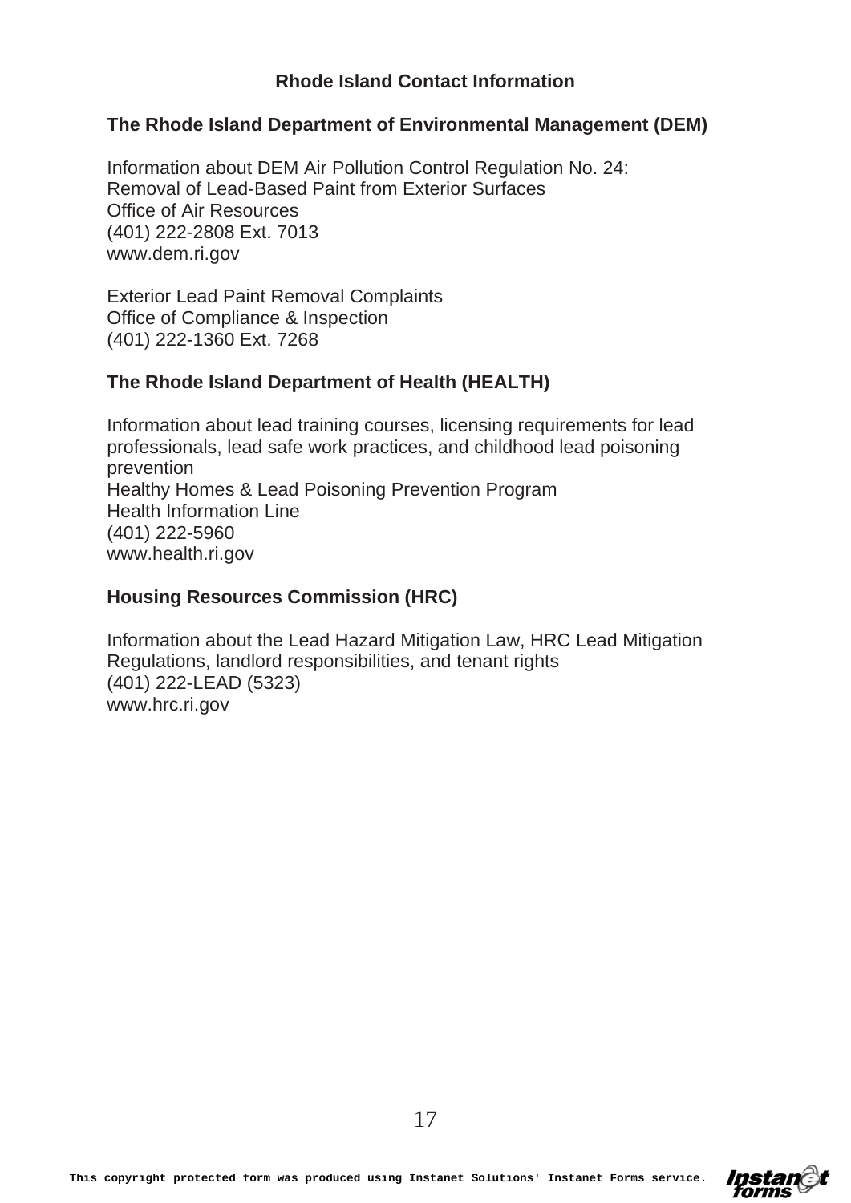## Rhode Island Contact Information

### The Rhode Island Department of Environmental Management (DEM)

Information about DEM Air Pollution Control Regulation No. 24:
Removal of Lead-Based Paint from Exterior Surfaces
Office of Air Resources
(401) 222-2808 Ext. 7013
www.dem.ri.gov

Exterior Lead Paint Removal Complaints
Office of Compliance & Inspection
(401) 222-1360 Ext. 7268

### The Rhode Island Department of Health (HEALTH)

Information about lead training courses, licensing requirements for lead professionals, lead safe work practices, and childhood lead poisoning prevention
Healthy Homes & Lead Poisoning Prevention Program
Health Information Line
(401) 222-5960
www.health.ri.gov

### Housing Resources Commission (HRC)

Information about the Lead Hazard Mitigation Law, HRC Lead Mitigation Regulations, landlord responsibilities, and tenant rights
(401) 222-LEAD (5323)
www.hrc.ri.gov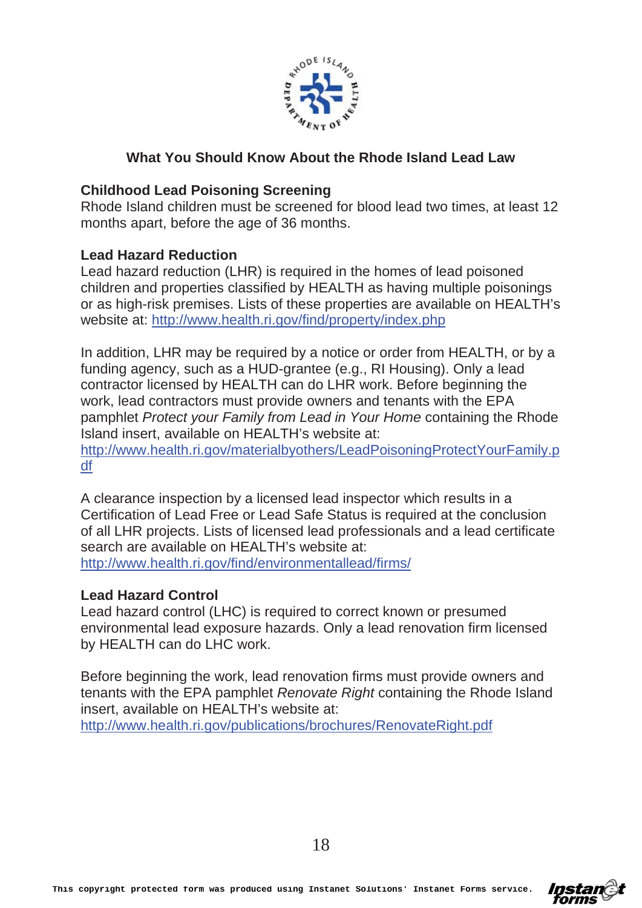# What You Should Know About the Rhode Island Lead Law

## Childhood Lead Poisoning Screening

Rhode Island children must be screened for blood lead two times, at least 12 months apart, before the age of 36 months.

## Lead Hazard Reduction

Lead hazard reduction (LHR) is required in the homes of lead poisoned children and properties classified by HEALTH as having multiple poisonings or as high-risk premises. Lists of these properties are available on HEALTH's website at: http://www.health.ri.gov/find/property/index.php

In addition, LHR may be required by a notice or order from HEALTH, or by a funding agency, such as a HUD-grantee (e.g., RI Housing). Only a lead contractor licensed by HEALTH can do LHR work. Before beginning the work, lead contractors must provide owners and tenants with the EPA pamphlet *Protect your Family from Lead in Your Home* containing the Rhode Island insert, available on HEALTH's website at: http://www.health.ri.gov/materialbyothers/LeadPoisoningProtectYourFamily.pdf

A clearance inspection by a licensed lead inspector which results in a Certification of Lead Free or Lead Safe Status is required at the conclusion of all LHR projects. Lists of licensed lead professionals and a lead certificate search are available on HEALTH's website at: http://www.health.ri.gov/find/environmentallead/firms/

## Lead Hazard Control

Lead hazard control (LHC) is required to correct known or presumed environmental lead exposure hazards. Only a lead renovation firm licensed by HEALTH can do LHC work.

Before beginning the work, lead renovation firms must provide owners and tenants with the EPA pamphlet *Renovate Right* containing the Rhode Island insert, available on HEALTH's website at: http://www.health.ri.gov/publications/brochures/RenovateRight.pdf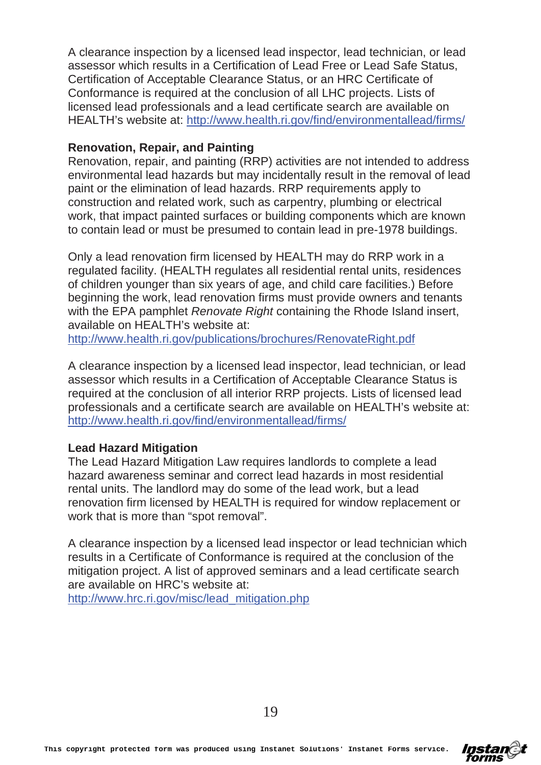A clearance inspection by a licensed lead inspector, lead technician, or lead assessor which results in a Certification of Lead Free or Lead Safe Status, Certification of Acceptable Clearance Status, or an HRC Certificate of Conformance is required at the conclusion of all LHC projects. Lists of licensed lead professionals and a lead certificate search are available on HEALTH's website at: http://www.health.ri.gov/find/environmentallead/firms/

**Renovation, Repair, and Painting**

Renovation, repair, and painting (RRP) activities are not intended to address environmental lead hazards but may incidentally result in the removal of lead paint or the elimination of lead hazards. RRP requirements apply to construction and related work, such as carpentry, plumbing or electrical work, that impact painted surfaces or building components which are known to contain lead or must be presumed to contain lead in pre-1978 buildings.

Only a lead renovation firm licensed by HEALTH may do RRP work in a regulated facility. (HEALTH regulates all residential rental units, residences of children younger than six years of age, and child care facilities.) Before beginning the work, lead renovation firms must provide owners and tenants with the EPA pamphlet *Renovate Right* containing the Rhode Island insert, available on HEALTH's website at:
http://www.health.ri.gov/publications/brochures/RenovateRight.pdf

A clearance inspection by a licensed lead inspector, lead technician, or lead assessor which results in a Certification of Acceptable Clearance Status is required at the conclusion of all interior RRP projects. Lists of licensed lead professionals and a certificate search are available on HEALTH's website at:
http://www.health.ri.gov/find/environmentallead/firms/

**Lead Hazard Mitigation**

The Lead Hazard Mitigation Law requires landlords to complete a lead hazard awareness seminar and correct lead hazards in most residential rental units. The landlord may do some of the lead work, but a lead renovation firm licensed by HEALTH is required for window replacement or work that is more than "spot removal".

A clearance inspection by a licensed lead inspector or lead technician which results in a Certificate of Conformance is required at the conclusion of the mitigation project. A list of approved seminars and a lead certificate search are available on HRC's website at:
http://www.hrc.ri.gov/misc/lead_mitigation.php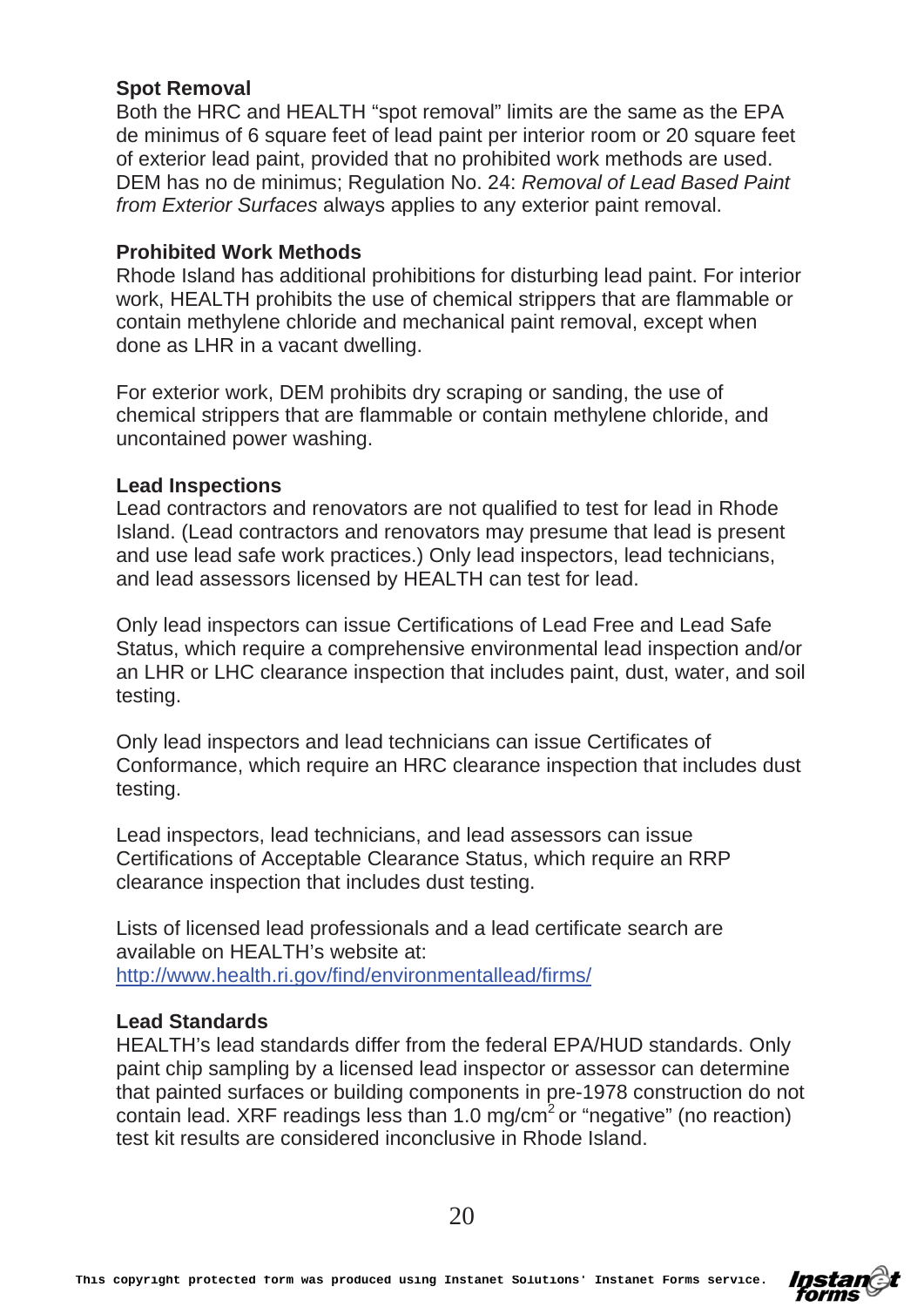### Spot Removal

Both the HRC and HEALTH "spot removal" limits are the same as the EPA de minimus of 6 square feet of lead paint per interior room or 20 square feet of exterior lead paint, provided that no prohibited work methods are used. DEM has no de minimus; Regulation No. 24: *Removal of Lead Based Paint from Exterior Surfaces* always applies to any exterior paint removal.

### Prohibited Work Methods

Rhode Island has additional prohibitions for disturbing lead paint. For interior work, HEALTH prohibits the use of chemical strippers that are flammable or contain methylene chloride and mechanical paint removal, except when done as LHR in a vacant dwelling.

For exterior work, DEM prohibits dry scraping or sanding, the use of chemical strippers that are flammable or contain methylene chloride, and uncontained power washing.

### Lead Inspections

Lead contractors and renovators are not qualified to test for lead in Rhode Island. (Lead contractors and renovators may presume that lead is present and use lead safe work practices.) Only lead inspectors, lead technicians, and lead assessors licensed by HEALTH can test for lead.

Only lead inspectors can issue Certifications of Lead Free and Lead Safe Status, which require a comprehensive environmental lead inspection and/or an LHR or LHC clearance inspection that includes paint, dust, water, and soil testing.

Only lead inspectors and lead technicians can issue Certificates of Conformance, which require an HRC clearance inspection that includes dust testing.

Lead inspectors, lead technicians, and lead assessors can issue Certifications of Acceptable Clearance Status, which require an RRP clearance inspection that includes dust testing.

Lists of licensed lead professionals and a lead certificate search are available on HEALTH's website at:
http://www.health.ri.gov/find/environmentallead/firms/

### Lead Standards

HEALTH's lead standards differ from the federal EPA/HUD standards. Only paint chip sampling by a licensed lead inspector or assessor can determine that painted surfaces or building components in pre-1978 construction do not contain lead. XRF readings less than 1.0 $mg/cm^2$ or "negative" (no reaction) test kit results are considered inconclusive in Rhode Island.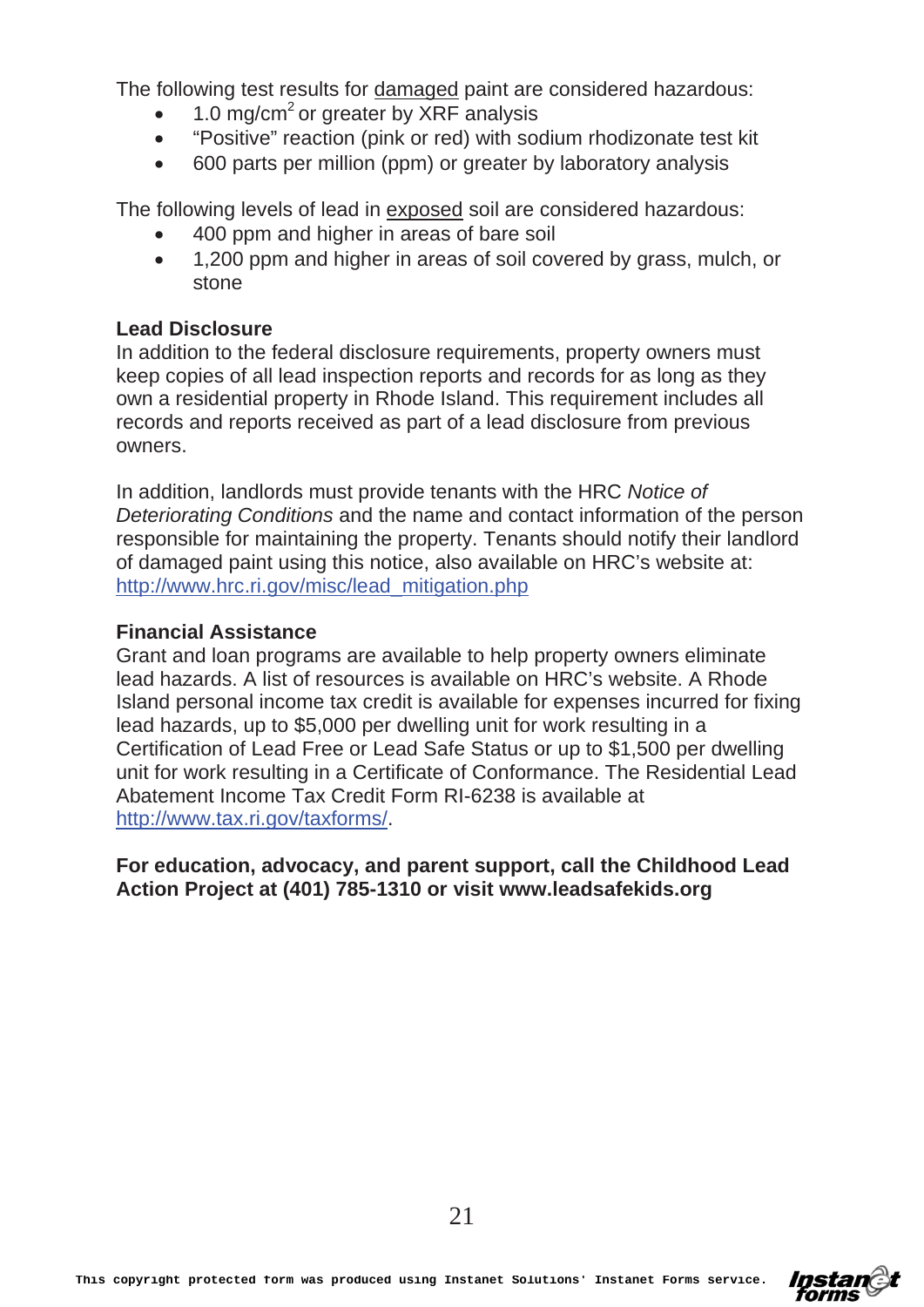The following test results for damaged paint are considered hazardous:

- 1.0 $mg/cm^2$ or greater by XRF analysis
- “Positive” reaction (pink or red) with sodium rhodizonate test kit
- 600 parts per million (ppm) or greater by laboratory analysis

The following levels of lead in exposed soil are considered hazardous:

- 400 ppm and higher in areas of bare soil
- 1,200 ppm and higher in areas of soil covered by grass, mulch, or stone

**Lead Disclosure**

In addition to the federal disclosure requirements, property owners must keep copies of all lead inspection reports and records for as long as they own a residential property in Rhode Island. This requirement includes all records and reports received as part of a lead disclosure from previous owners.

In addition, landlords must provide tenants with the HRC *Notice of Deteriorating Conditions* and the name and contact information of the person responsible for maintaining the property. Tenants should notify their landlord of damaged paint using this notice, also available on HRC’s website at: http://www.hrc.ri.gov/misc/lead_mitigation.php

**Financial Assistance**

Grant and loan programs are available to help property owners eliminate lead hazards. A list of resources is available on HRC’s website. A Rhode Island personal income tax credit is available for expenses incurred for fixing lead hazards, up to $5,000 per dwelling unit for work resulting in a Certification of Lead Free or Lead Safe Status or up to $1,500 per dwelling unit for work resulting in a Certificate of Conformance. The Residential Lead Abatement Income Tax Credit Form RI-6238 is available at http://www.tax.ri.gov/taxforms/.

**For education, advocacy, and parent support, call the Childhood Lead Action Project at (401) 785-1310 or visit www.leadsafekids.org**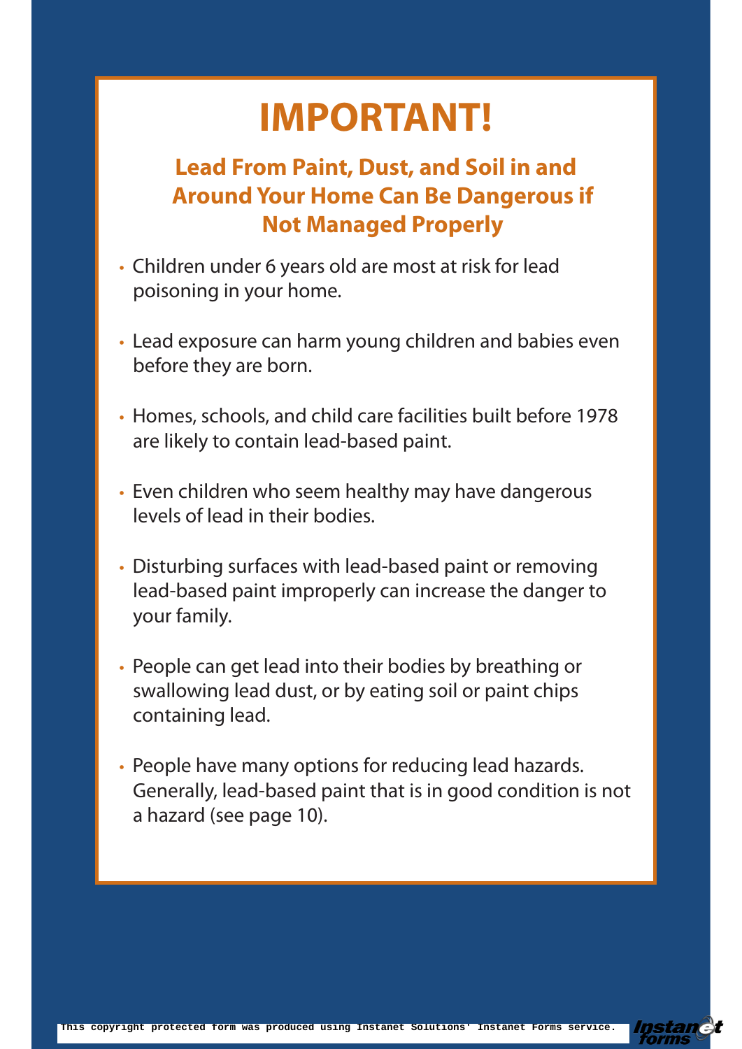# IMPORTANT!

## Lead From Paint, Dust, and Soil in and Around Your Home Can Be Dangerous if Not Managed Properly

- Children under 6 years old are most at risk for lead poisoning in your home.
- Lead exposure can harm young children and babies even before they are born.
- Homes, schools, and child care facilities built before 1978 are likely to contain lead-based paint.
- Even children who seem healthy may have dangerous levels of lead in their bodies.
- Disturbing surfaces with lead-based paint or removing lead-based paint improperly can increase the danger to your family.
- People can get lead into their bodies by breathing or swallowing lead dust, or by eating soil or paint chips containing lead.
- People have many options for reducing lead hazards. Generally, lead-based paint that is in good condition is not a hazard (see page 10).

This copyright protected form was produced using Instanet Solutions' Instanet Forms service.